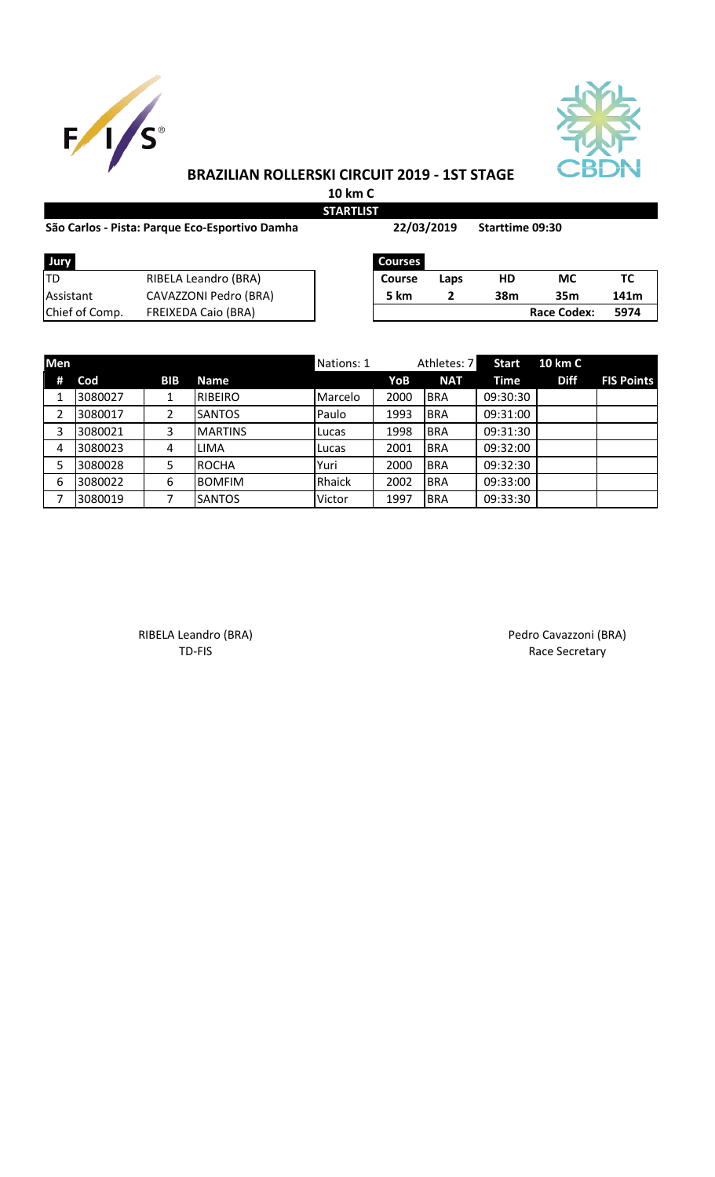# BRAZILIAN ROLLERSKI CIRCUIT 2019 - 1ST STAGE

**10 km C**

**STARTLIST**

**São Carlos - Pista: Parque Eco-Esportivo Damha** **22/03/2019** **Starttime 09:30**

| Jury | |
|---|---|
| TD | RIBELA Leandro (BRA) |
| Assistant | CAVAZZONI Pedro (BRA) |
| Chief of Comp. | FREIXEDA Caio (BRA) |

| Courses | | | | |
|---|---|---|---|---|
| **Course** | **Laps** | **HD** | **MC** | **TC** |
| **5 km** | **2** | **38m** | **35m** | **141m** |
| | | | **Race Codex:** | **5974** |

| Men | | | | Nations: 1 | | Athletes: 7 | Start | 10 km C | |
|---|---|---|---|---|---|---|---|---|---|
| # | Cod | BIB | Name | | YoB | NAT | Time | Diff | FIS Points |
| 1 | 3080027 | 1 | RIBEIRO | Marcelo | 2000 | BRA | 09:30:30 | | |
| 2 | 3080017 | 2 | SANTOS | Paulo | 1993 | BRA | 09:31:00 | | |
| 3 | 3080021 | 3 | MARTINS | Lucas | 1998 | BRA | 09:31:30 | | |
| 4 | 3080023 | 4 | LIMA | Lucas | 2001 | BRA | 09:32:00 | | |
| 5 | 3080028 | 5 | ROCHA | Yuri | 2000 | BRA | 09:32:30 | | |
| 6 | 3080022 | 6 | BOMFIM | Rhaick | 2002 | BRA | 09:33:00 | | |
| 7 | 3080019 | 7 | SANTOS | Victor | 1997 | BRA | 09:33:30 | | |

RIBELA Leandro (BRA)
TD-FIS

Pedro Cavazzoni (BRA)
Race Secretary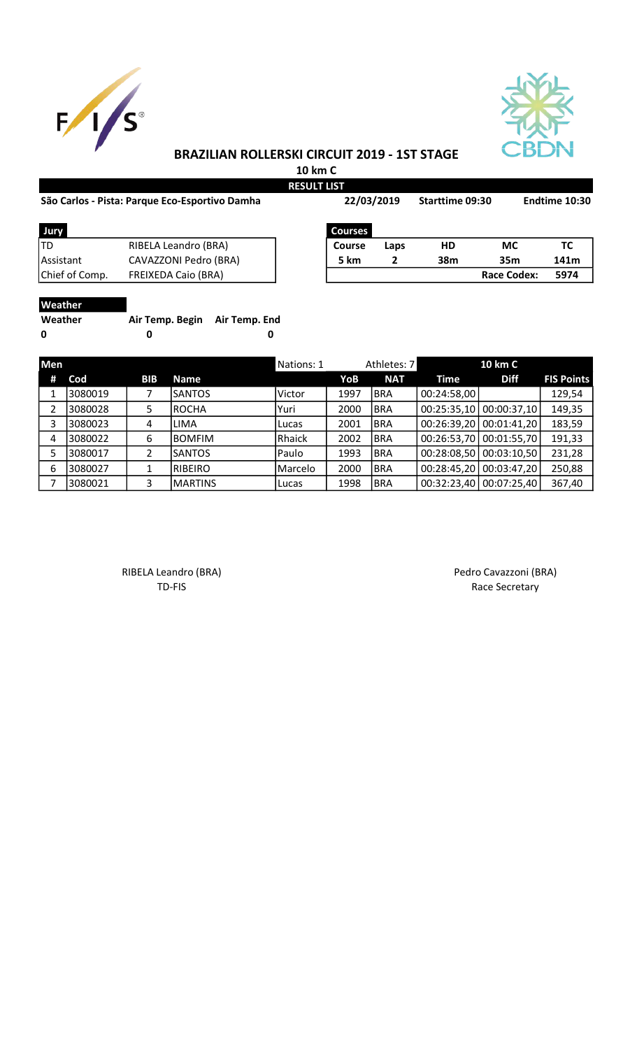# BRAZILIAN ROLLERSKI CIRCUIT 2019 - 1ST STAGE

## 10 km C

**RESULT LIST**

**São Carlos - Pista: Parque Eco-Esportivo Damha** | **22/03/2019** | **Starttime 09:30** | **Endtime 10:30**

| Jury | |
|---|---|
| TD | RIBELA Leandro (BRA) |
| Assistant | CAVAZZONI Pedro (BRA) |
| Chief of Comp. | FREIXEDA Caio (BRA) |

| Courses | | | | |
|---|---|---|---|---|
| **Course** | **Laps** | **HD** | **MC** | **TC** |
| **5 km** | **2** | **38m** | **35m** | **141m** |
| | | | **Race Codex:** | **5974** |

**Weather**

| Weather | Air Temp. Begin | Air Temp. End |
|---|---|---|
| 0 | 0 | 0 |

| Men | | | | Nations: 1 | | Athletes: 7 | 10 km C | | |
|---|---|---|---|---|---|---|---|---|---|
| **#** | **Cod** | **BIB** | **Name** | | **YoB** | **NAT** | **Time** | **Diff** | **FIS Points** |
| 1 | 3080019 | 7 | SANTOS | Victor | 1997 | BRA | 00:24:58,00 | | 129,54 |
| 2 | 3080028 | 5 | ROCHA | Yuri | 2000 | BRA | 00:25:35,10 | 00:00:37,10 | 149,35 |
| 3 | 3080023 | 4 | LIMA | Lucas | 2001 | BRA | 00:26:39,20 | 00:01:41,20 | 183,59 |
| 4 | 3080022 | 6 | BOMFIM | Rhaick | 2002 | BRA | 00:26:53,70 | 00:01:55,70 | 191,33 |
| 5 | 3080017 | 2 | SANTOS | Paulo | 1993 | BRA | 00:28:08,50 | 00:03:10,50 | 231,28 |
| 6 | 3080027 | 1 | RIBEIRO | Marcelo | 2000 | BRA | 00:28:45,20 | 00:03:47,20 | 250,88 |
| 7 | 3080021 | 3 | MARTINS | Lucas | 1998 | BRA | 00:32:23,40 | 00:07:25,40 | 367,40 |

RIBELA Leandro (BRA)
TD-FIS

Pedro Cavazzoni (BRA)
Race Secretary